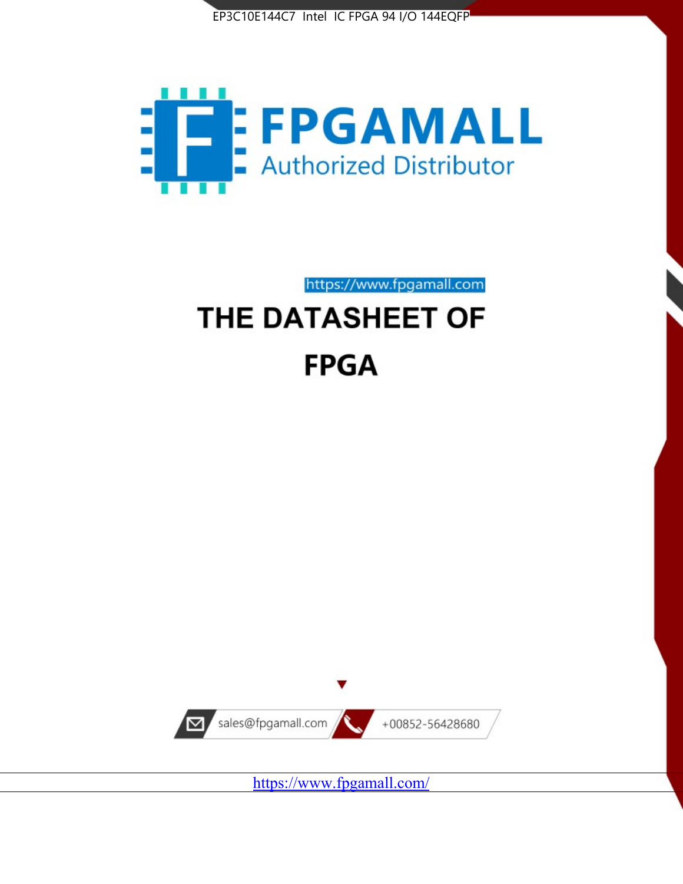EP3C10E144C7 Intel IC FPGA 94 I/O 144EQFP

FPGAMALL

Authorized Distributor

https://www.fpgamall.com

# THE DATASHEET OF

# FPGA

sales@fpgamall.com

+00852-56428680

https://www.fpgamall.com/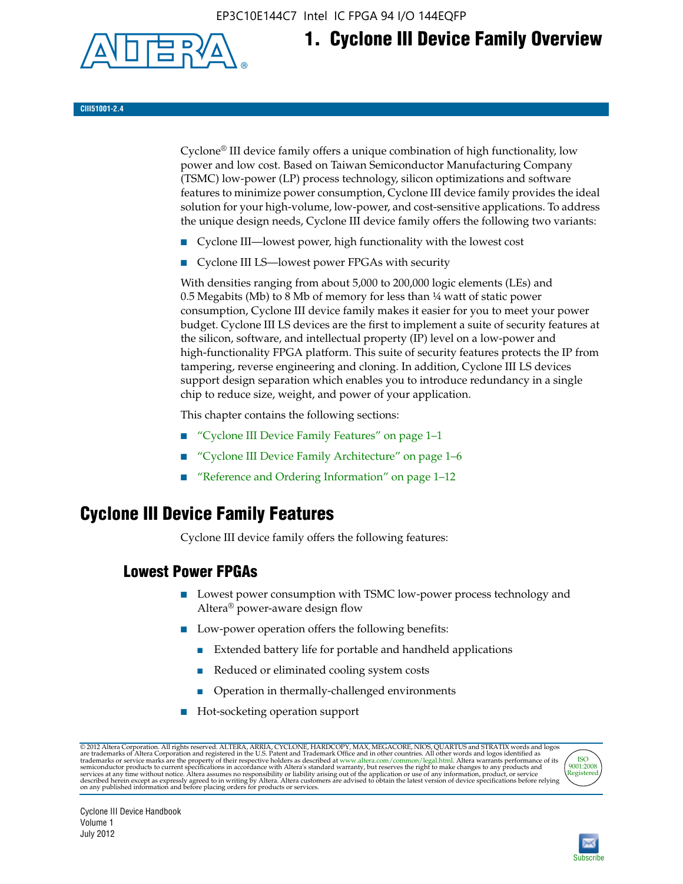# 1. Cyclone III Device Family Overview

CIII51001-2.4

Cyclone® III device family offers a unique combination of high functionality, low power and low cost. Based on Taiwan Semiconductor Manufacturing Company (TSMC) low-power (LP) process technology, silicon optimizations and software features to minimize power consumption, Cyclone III device family provides the ideal solution for your high-volume, low-power, and cost-sensitive applications. To address the unique design needs, Cyclone III device family offers the following two variants:

- Cyclone III—lowest power, high functionality with the lowest cost
- Cyclone III LS—lowest power FPGAs with security

With densities ranging from about 5,000 to 200,000 logic elements (LEs) and 0.5 Megabits (Mb) to 8 Mb of memory for less than ¼ watt of static power consumption, Cyclone III device family makes it easier for you to meet your power budget. Cyclone III LS devices are the first to implement a suite of security features at the silicon, software, and intellectual property (IP) level on a low-power and high-functionality FPGA platform. This suite of security features protects the IP from tampering, reverse engineering and cloning. In addition, Cyclone III LS devices support design separation which enables you to introduce redundancy in a single chip to reduce size, weight, and power of your application.

This chapter contains the following sections:

- "Cyclone III Device Family Features" on page 1–1
- "Cyclone III Device Family Architecture" on page 1–6
- "Reference and Ordering Information" on page 1–12

## Cyclone III Device Family Features

Cyclone III device family offers the following features:

### Lowest Power FPGAs

- Lowest power consumption with TSMC low-power process technology and Altera® power-aware design flow
- Low-power operation offers the following benefits:
  - Extended battery life for portable and handheld applications
  - Reduced or eliminated cooling system costs
  - Operation in thermally-challenged environments
- Hot-socketing operation support

© 2012 Altera Corporation. All rights reserved. ALTERA, ARRIA, CYCLONE, HARDCOPY, MAX, MEGACORE, NIOS, QUARTUS and STRATIX words and logos are trademarks of Altera Corporation and registered in the U.S. Patent and Trademark Office and in other countries. All other words and logos identified as trademarks or service marks are the property of their respective holders as described at www.altera.com/common/legal.html. Altera warrants performance of its semiconductor products to current specifications in accordance with Altera's standard warranty, but reserves the right to make changes to any products and services at any time without notice. Altera assumes no responsibility or liability arising out of the application or use of any information, product, or service described herein except as expressly agreed to in writing by Altera. Altera customers are advised to obtain the latest version of device specifications before relying on any published information and before placing orders for products or services.

Cyclone III Device Handbook
Volume 1
July 2012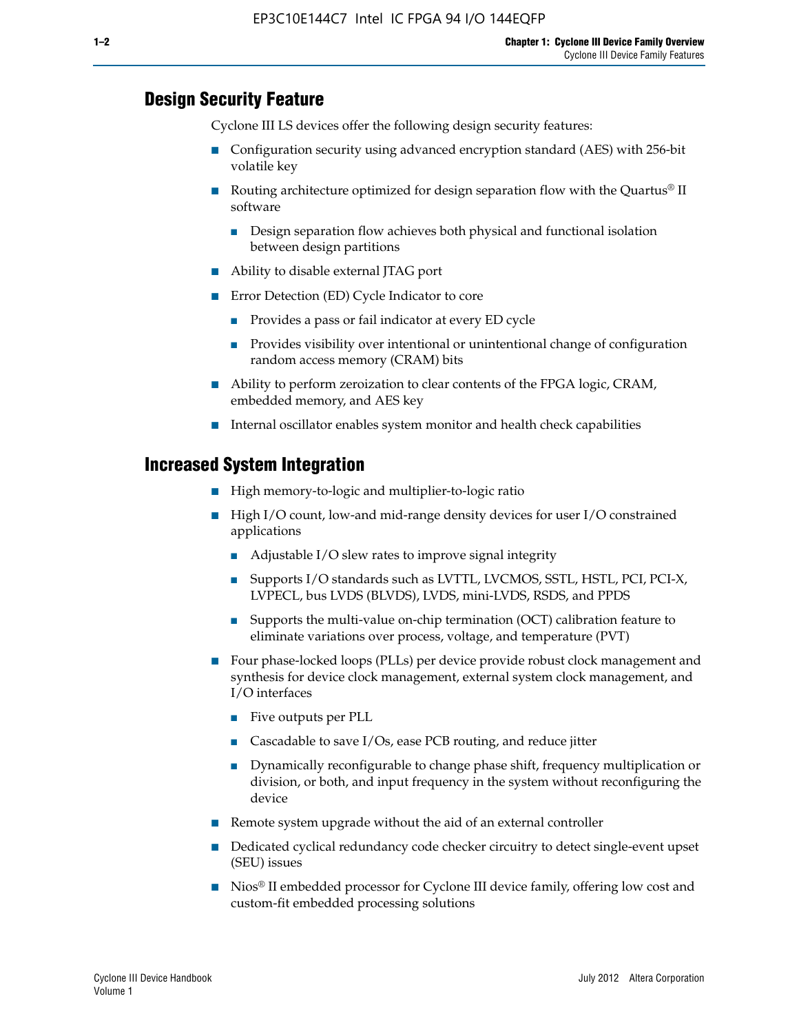## Design Security Feature

Cyclone III LS devices offer the following design security features:

- Configuration security using advanced encryption standard (AES) with 256-bit volatile key
- Routing architecture optimized for design separation flow with the Quartus® II software
  - Design separation flow achieves both physical and functional isolation between design partitions
- Ability to disable external JTAG port
- Error Detection (ED) Cycle Indicator to core
  - Provides a pass or fail indicator at every ED cycle
  - Provides visibility over intentional or unintentional change of configuration random access memory (CRAM) bits
- Ability to perform zeroization to clear contents of the FPGA logic, CRAM, embedded memory, and AES key
- Internal oscillator enables system monitor and health check capabilities

## Increased System Integration

- High memory-to-logic and multiplier-to-logic ratio
- High I/O count, low-and mid-range density devices for user I/O constrained applications
  - Adjustable I/O slew rates to improve signal integrity
  - Supports I/O standards such as LVTTL, LVCMOS, SSTL, HSTL, PCI, PCI-X, LVPECL, bus LVDS (BLVDS), LVDS, mini-LVDS, RSDS, and PPDS
  - Supports the multi-value on-chip termination (OCT) calibration feature to eliminate variations over process, voltage, and temperature (PVT)
- Four phase-locked loops (PLLs) per device provide robust clock management and synthesis for device clock management, external system clock management, and I/O interfaces
  - Five outputs per PLL
  - Cascadable to save I/Os, ease PCB routing, and reduce jitter
  - Dynamically reconfigurable to change phase shift, frequency multiplication or division, or both, and input frequency in the system without reconfiguring the device
- Remote system upgrade without the aid of an external controller
- Dedicated cyclical redundancy code checker circuitry to detect single-event upset (SEU) issues
- Nios® II embedded processor for Cyclone III device family, offering low cost and custom-fit embedded processing solutions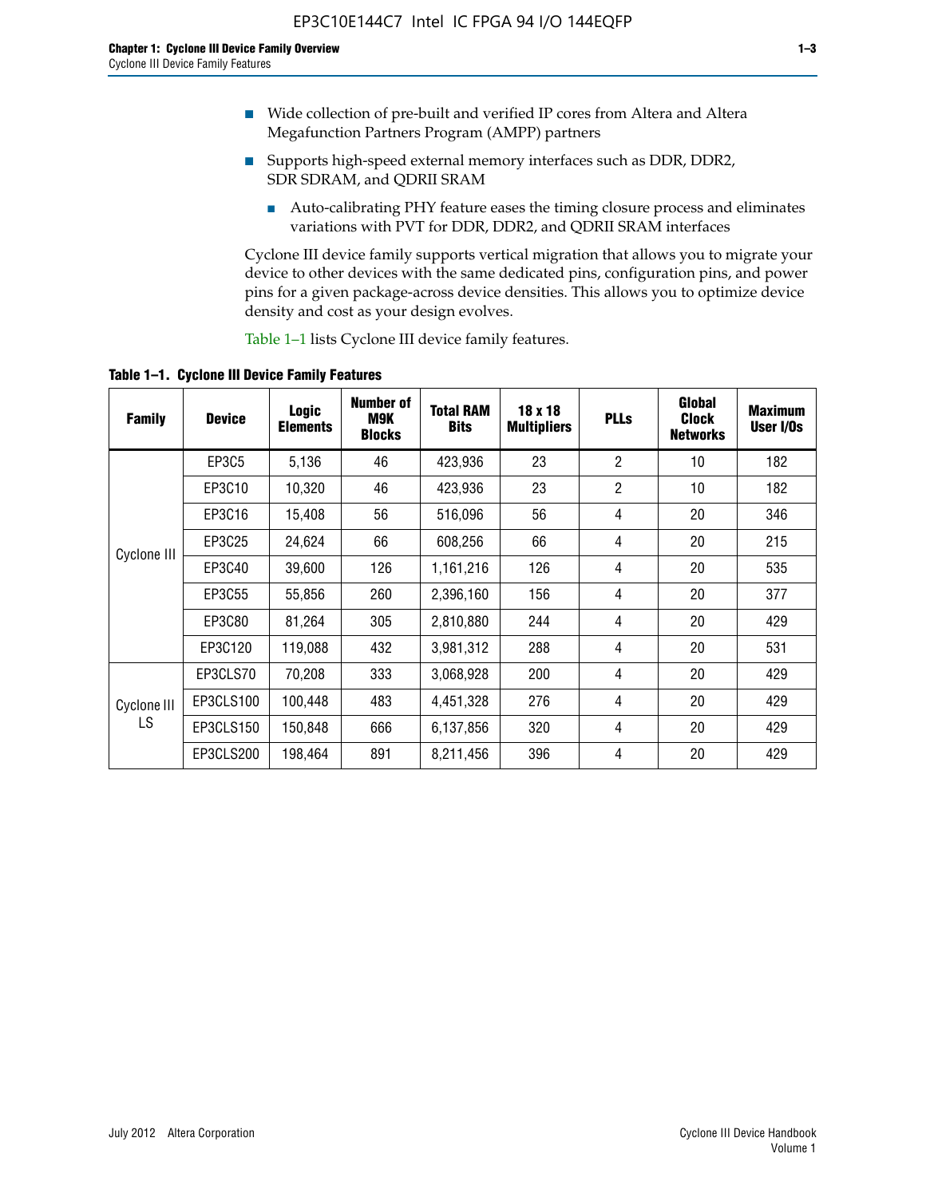- Wide collection of pre-built and verified IP cores from Altera and Altera Megafunction Partners Program (AMPP) partners
- Supports high-speed external memory interfaces such as DDR, DDR2, SDR SDRAM, and QDRII SRAM
  - Auto-calibrating PHY feature eases the timing closure process and eliminates variations with PVT for DDR, DDR2, and QDRII SRAM interfaces

Cyclone III device family supports vertical migration that allows you to migrate your device to other devices with the same dedicated pins, configuration pins, and power pins for a given package-across device densities. This allows you to optimize device density and cost as your design evolves.

Table 1–1 lists Cyclone III device family features.

**Table 1–1. Cyclone III Device Family Features**

| Family | Device | Logic Elements | Number of M9K Blocks | Total RAM Bits | 18 x 18 Multipliers | PLLs | Global Clock Networks | Maximum User I/Os |
|---|---|---|---|---|---|---|---|---|
| Cyclone III | EP3C5 | 5,136 | 46 | 423,936 | 23 | 2 | 10 | 182 |
| | EP3C10 | 10,320 | 46 | 423,936 | 23 | 2 | 10 | 182 |
| | EP3C16 | 15,408 | 56 | 516,096 | 56 | 4 | 20 | 346 |
| | EP3C25 | 24,624 | 66 | 608,256 | 66 | 4 | 20 | 215 |
| | EP3C40 | 39,600 | 126 | 1,161,216 | 126 | 4 | 20 | 535 |
| | EP3C55 | 55,856 | 260 | 2,396,160 | 156 | 4 | 20 | 377 |
| | EP3C80 | 81,264 | 305 | 2,810,880 | 244 | 4 | 20 | 429 |
| | EP3C120 | 119,088 | 432 | 3,981,312 | 288 | 4 | 20 | 531 |
| Cyclone III LS | EP3CLS70 | 70,208 | 333 | 3,068,928 | 200 | 4 | 20 | 429 |
| | EP3CLS100 | 100,448 | 483 | 4,451,328 | 276 | 4 | 20 | 429 |
| | EP3CLS150 | 150,848 | 666 | 6,137,856 | 320 | 4 | 20 | 429 |
| | EP3CLS200 | 198,464 | 891 | 8,211,456 | 396 | 4 | 20 | 429 |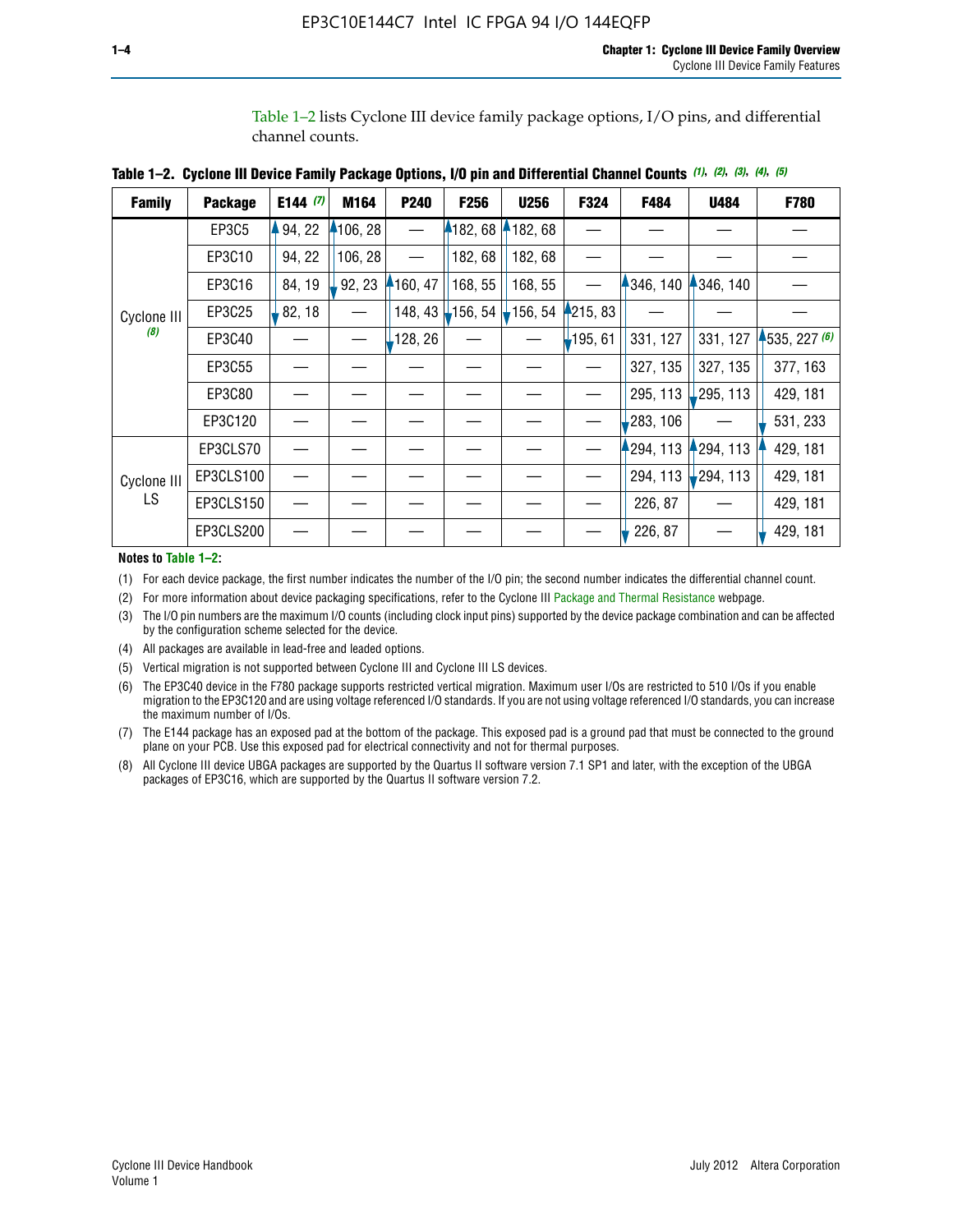Table 1–2 lists Cyclone III device family package options, I/O pins, and differential channel counts.

**Table 1–2. Cyclone III Device Family Package Options, I/O pin and Differential Channel Counts** *(1), (2), (3), (4), (5)*

| Family | Package | E144 *(7)* | M164 | P240 | F256 | U256 | F324 | F484 | U484 | F780 |
|---|---|---|---|---|---|---|---|---|---|---|
| Cyclone III *(8)* | EP3C5 | 94, 22 | 106, 28 | — | 182, 68 | 182, 68 | — | — | — | — |
| | EP3C10 | 94, 22 | 106, 28 | — | 182, 68 | 182, 68 | — | — | — | — |
| | EP3C16 | 84, 19 | 92, 23 | 160, 47 | 168, 55 | 168, 55 | — | 346, 140 | 346, 140 | — |
| | EP3C25 | 82, 18 | — | 148, 43 | 156, 54 | 156, 54 | 215, 83 | — | — | — |
| | EP3C40 | — | — | 128, 26 | — | — | 195, 61 | 331, 127 | 331, 127 | 535, 227 *(6)* |
| | EP3C55 | — | — | — | — | — | — | 327, 135 | 327, 135 | 377, 163 |
| | EP3C80 | — | — | — | — | — | — | 295, 113 | 295, 113 | 429, 181 |
| | EP3C120 | — | — | — | — | — | — | 283, 106 | — | 531, 233 |
| Cyclone III LS | EP3CLS70 | — | — | — | — | — | — | 294, 113 | 294, 113 | 429, 181 |
| | EP3CLS100 | — | — | — | — | — | — | 294, 113 | 294, 113 | 429, 181 |
| | EP3CLS150 | — | — | — | — | — | — | 226, 87 | — | 429, 181 |
| | EP3CLS200 | — | — | — | — | — | — | 226, 87 | — | 429, 181 |

**Notes to Table 1–2:**

(1) For each device package, the first number indicates the number of the I/O pin; the second number indicates the differential channel count.

(2) For more information about device packaging specifications, refer to the Cyclone III Package and Thermal Resistance webpage.

(3) The I/O pin numbers are the maximum I/O counts (including clock input pins) supported by the device package combination and can be affected by the configuration scheme selected for the device.

(4) All packages are available in lead-free and leaded options.

(5) Vertical migration is not supported between Cyclone III and Cyclone III LS devices.

(6) The EP3C40 device in the F780 package supports restricted vertical migration. Maximum user I/Os are restricted to 510 I/Os if you enable migration to the EP3C120 and are using voltage referenced I/O standards. If you are not using voltage referenced I/O standards, you can increase the maximum number of I/Os.

(7) The E144 package has an exposed pad at the bottom of the package. This exposed pad is a ground pad that must be connected to the ground plane on your PCB. Use this exposed pad for electrical connectivity and not for thermal purposes.

(8) All Cyclone III device UBGA packages are supported by the Quartus II software version 7.1 SP1 and later, with the exception of the UBGA packages of EP3C16, which are supported by the Quartus II software version 7.2.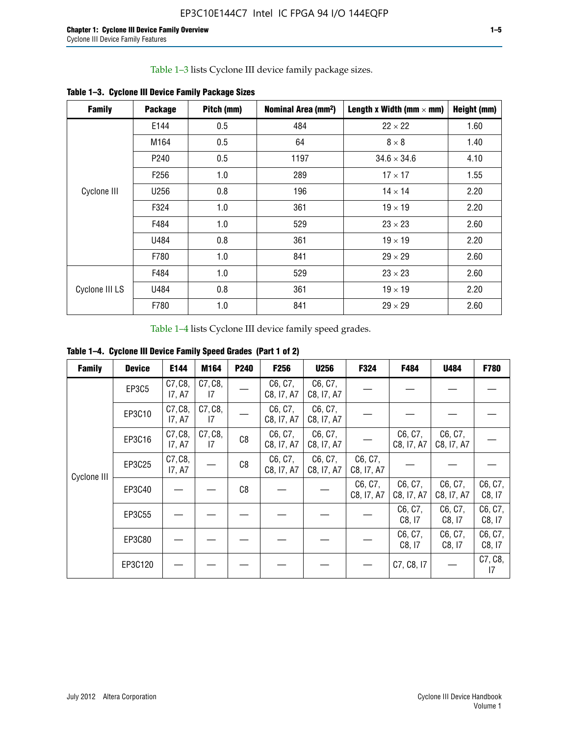Table 1–3 lists Cyclone III device family package sizes.

**Table 1–3. Cyclone III Device Family Package Sizes**

| Family | Package | Pitch (mm) | Nominal Area (mm²) | Length x Width (mm × mm) | Height (mm) |
|---|---|---|---|---|---|
| Cyclone III | E144 | 0.5 | 484 | 22 × 22 | 1.60 |
| | M164 | 0.5 | 64 | 8 × 8 | 1.40 |
| | P240 | 0.5 | 1197 | 34.6 × 34.6 | 4.10 |
| | F256 | 1.0 | 289 | 17 × 17 | 1.55 |
| | U256 | 0.8 | 196 | 14 × 14 | 2.20 |
| | F324 | 1.0 | 361 | 19 × 19 | 2.20 |
| | F484 | 1.0 | 529 | 23 × 23 | 2.60 |
| | U484 | 0.8 | 361 | 19 × 19 | 2.20 |
| | F780 | 1.0 | 841 | 29 × 29 | 2.60 |
| Cyclone III LS | F484 | 1.0 | 529 | 23 × 23 | 2.60 |
| | U484 | 0.8 | 361 | 19 × 19 | 2.20 |
| | F780 | 1.0 | 841 | 29 × 29 | 2.60 |

Table 1–4 lists Cyclone III device family speed grades.

**Table 1–4. Cyclone III Device Family Speed Grades (Part 1 of 2)**

| Family | Device | E144 | M164 | P240 | F256 | U256 | F324 | F484 | U484 | F780 |
|---|---|---|---|---|---|---|---|---|---|---|
| Cyclone III | EP3C5 | C7, C8, I7, A7 | C7, C8, I7 | — | C6, C7, C8, I7, A7 | C6, C7, C8, I7, A7 | — | — | — | — |
| | EP3C10 | C7, C8, I7, A7 | C7, C8, I7 | — | C6, C7, C8, I7, A7 | C6, C7, C8, I7, A7 | — | — | — | — |
| | EP3C16 | C7, C8, I7, A7 | C7, C8, I7 | C8 | C6, C7, C8, I7, A7 | C6, C7, C8, I7, A7 | — | C6, C7, C8, I7, A7 | C6, C7, C8, I7, A7 | — |
| | EP3C25 | C7, C8, I7, A7 | — | C8 | C6, C7, C8, I7, A7 | C6, C7, C8, I7, A7 | C6, C7, C8, I7, A7 | — | — | — |
| | EP3C40 | — | — | C8 | — | — | C6, C7, C8, I7, A7 | C6, C7, C8, I7, A7 | C6, C7, C8, I7, A7 | C6, C7, C8, I7 |
| | EP3C55 | — | — | — | — | — | — | C6, C7, C8, I7 | C6, C7, C8, I7 | C6, C7, C8, I7 |
| | EP3C80 | — | — | — | — | — | — | C6, C7, C8, I7 | C6, C7, C8, I7 | C6, C7, C8, I7 |
| | EP3C120 | — | — | — | — | — | — | C7, C8, I7 | — | C7, C8, I7 |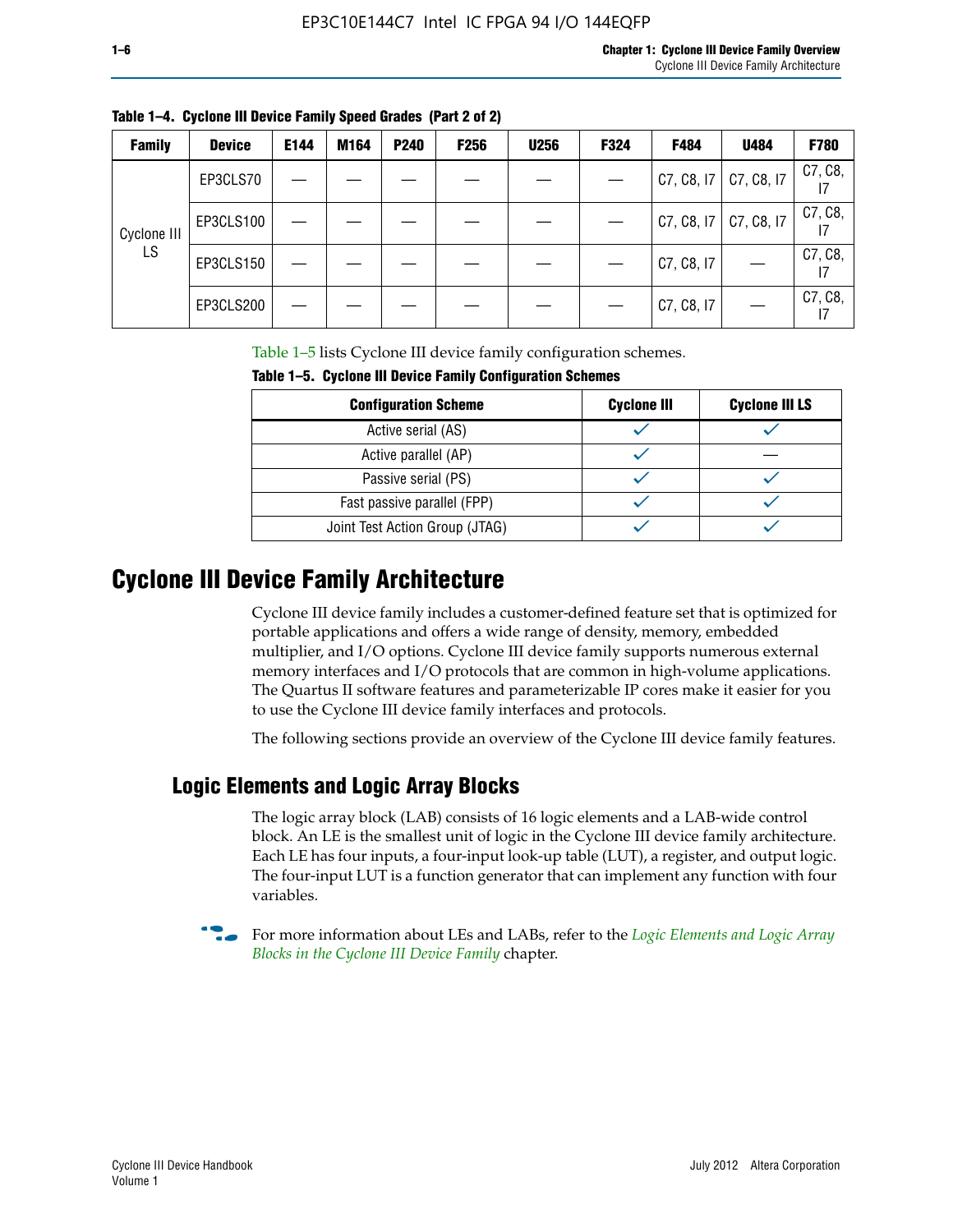**Table 1–4. Cyclone III Device Family Speed Grades (Part 2 of 2)**

| Family | Device | E144 | M164 | P240 | F256 | U256 | F324 | F484 | U484 | F780 |
|---|---|---|---|---|---|---|---|---|---|---|
| Cyclone III LS | EP3CLS70 | — | — | — | — | — | — | C7, C8, I7 | C7, C8, I7 | C7, C8, I7 |
| | EP3CLS100 | — | — | — | — | — | — | C7, C8, I7 | C7, C8, I7 | C7, C8, I7 |
| | EP3CLS150 | — | — | — | — | — | — | C7, C8, I7 | — | C7, C8, I7 |
| | EP3CLS200 | — | — | — | — | — | — | C7, C8, I7 | — | C7, C8, I7 |

Table 1–5 lists Cyclone III device family configuration schemes.

**Table 1–5. Cyclone III Device Family Configuration Schemes**

| Configuration Scheme | Cyclone III | Cyclone III LS |
|---|---|---|
| Active serial (AS) | ✓ | ✓ |
| Active parallel (AP) | ✓ | — |
| Passive serial (PS) | ✓ | ✓ |
| Fast passive parallel (FPP) | ✓ | ✓ |
| Joint Test Action Group (JTAG) | ✓ | ✓ |

# Cyclone III Device Family Architecture

Cyclone III device family includes a customer-defined feature set that is optimized for portable applications and offers a wide range of density, memory, embedded multiplier, and I/O options. Cyclone III device family supports numerous external memory interfaces and I/O protocols that are common in high-volume applications. The Quartus II software features and parameterizable IP cores make it easier for you to use the Cyclone III device family interfaces and protocols.

The following sections provide an overview of the Cyclone III device family features.

## Logic Elements and Logic Array Blocks

The logic array block (LAB) consists of 16 logic elements and a LAB-wide control block. An LE is the smallest unit of logic in the Cyclone III device family architecture. Each LE has four inputs, a four-input look-up table (LUT), a register, and output logic. The four-input LUT is a function generator that can implement any function with four variables.

For more information about LEs and LABs, refer to the *Logic Elements and Logic Array Blocks in the Cyclone III Device Family* chapter.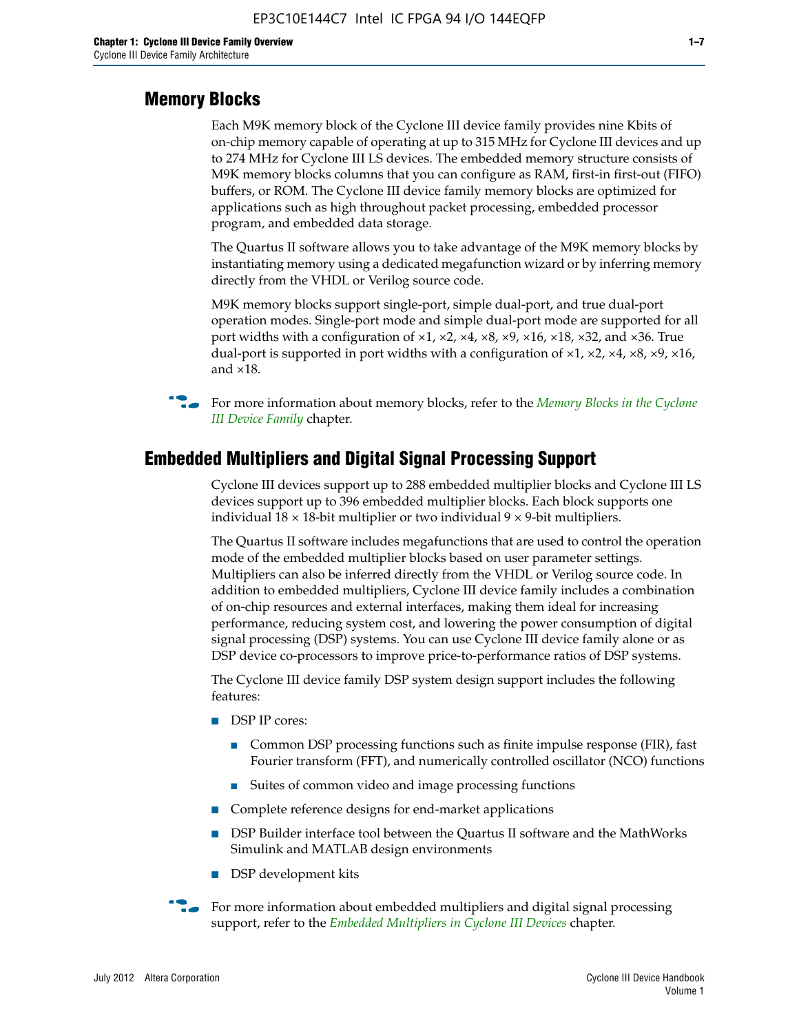## Memory Blocks

Each M9K memory block of the Cyclone III device family provides nine Kbits of on-chip memory capable of operating at up to 315 MHz for Cyclone III devices and up to 274 MHz for Cyclone III LS devices. The embedded memory structure consists of M9K memory blocks columns that you can configure as RAM, first-in first-out (FIFO) buffers, or ROM. The Cyclone III device family memory blocks are optimized for applications such as high throughout packet processing, embedded processor program, and embedded data storage.

The Quartus II software allows you to take advantage of the M9K memory blocks by instantiating memory using a dedicated megafunction wizard or by inferring memory directly from the VHDL or Verilog source code.

M9K memory blocks support single-port, simple dual-port, and true dual-port operation modes. Single-port mode and simple dual-port mode are supported for all port widths with a configuration of ×1, ×2, ×4, ×8, ×9, ×16, ×18, ×32, and ×36. True dual-port is supported in port widths with a configuration of ×1, ×2, ×4, ×8, ×9, ×16, and ×18.

For more information about memory blocks, refer to the *Memory Blocks in the Cyclone III Device Family* chapter.

## Embedded Multipliers and Digital Signal Processing Support

Cyclone III devices support up to 288 embedded multiplier blocks and Cyclone III LS devices support up to 396 embedded multiplier blocks. Each block supports one individual 18 × 18-bit multiplier or two individual 9 × 9-bit multipliers.

The Quartus II software includes megafunctions that are used to control the operation mode of the embedded multiplier blocks based on user parameter settings. Multipliers can also be inferred directly from the VHDL or Verilog source code. In addition to embedded multipliers, Cyclone III device family includes a combination of on-chip resources and external interfaces, making them ideal for increasing performance, reducing system cost, and lowering the power consumption of digital signal processing (DSP) systems. You can use Cyclone III device family alone or as DSP device co-processors to improve price-to-performance ratios of DSP systems.

The Cyclone III device family DSP system design support includes the following features:

- DSP IP cores:
  - Common DSP processing functions such as finite impulse response (FIR), fast Fourier transform (FFT), and numerically controlled oscillator (NCO) functions
  - Suites of common video and image processing functions
- Complete reference designs for end-market applications
- DSP Builder interface tool between the Quartus II software and the MathWorks Simulink and MATLAB design environments
- DSP development kits

For more information about embedded multipliers and digital signal processing support, refer to the *Embedded Multipliers in Cyclone III Devices* chapter.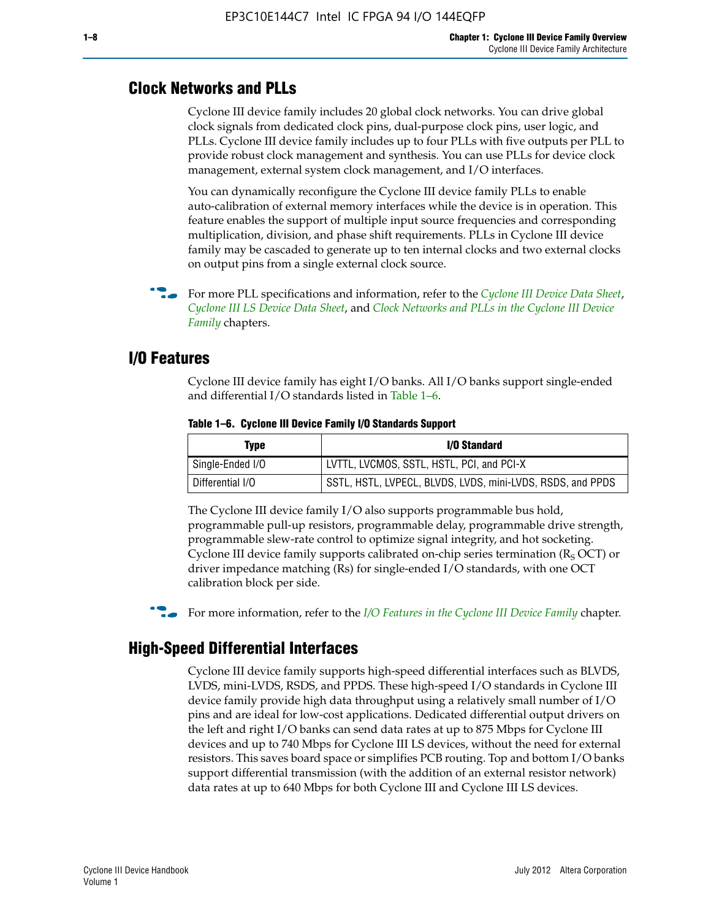## Clock Networks and PLLs

Cyclone III device family includes 20 global clock networks. You can drive global clock signals from dedicated clock pins, dual-purpose clock pins, user logic, and PLLs. Cyclone III device family includes up to four PLLs with five outputs per PLL to provide robust clock management and synthesis. You can use PLLs for device clock management, external system clock management, and I/O interfaces.

You can dynamically reconfigure the Cyclone III device family PLLs to enable auto-calibration of external memory interfaces while the device is in operation. This feature enables the support of multiple input source frequencies and corresponding multiplication, division, and phase shift requirements. PLLs in Cyclone III device family may be cascaded to generate up to ten internal clocks and two external clocks on output pins from a single external clock source.

For more PLL specifications and information, refer to the *Cyclone III Device Data Sheet*, *Cyclone III LS Device Data Sheet*, and *Clock Networks and PLLs in the Cyclone III Device Family* chapters.

## I/O Features

Cyclone III device family has eight I/O banks. All I/O banks support single-ended and differential I/O standards listed in Table 1–6.

**Table 1–6. Cyclone III Device Family I/O Standards Support**

| Type | I/O Standard |
|---|---|
| Single-Ended I/O | LVTTL, LVCMOS, SSTL, HSTL, PCI, and PCI-X |
| Differential I/O | SSTL, HSTL, LVPECL, BLVDS, LVDS, mini-LVDS, RSDS, and PPDS |

The Cyclone III device family I/O also supports programmable bus hold, programmable pull-up resistors, programmable delay, programmable drive strength, programmable slew-rate control to optimize signal integrity, and hot socketing. Cyclone III device family supports calibrated on-chip series termination ($R_S$ OCT) or driver impedance matching (Rs) for single-ended I/O standards, with one OCT calibration block per side.

For more information, refer to the *I/O Features in the Cyclone III Device Family* chapter.

## High-Speed Differential Interfaces

Cyclone III device family supports high-speed differential interfaces such as BLVDS, LVDS, mini-LVDS, RSDS, and PPDS. These high-speed I/O standards in Cyclone III device family provide high data throughput using a relatively small number of I/O pins and are ideal for low-cost applications. Dedicated differential output drivers on the left and right I/O banks can send data rates at up to 875 Mbps for Cyclone III devices and up to 740 Mbps for Cyclone III LS devices, without the need for external resistors. This saves board space or simplifies PCB routing. Top and bottom I/O banks support differential transmission (with the addition of an external resistor network) data rates at up to 640 Mbps for both Cyclone III and Cyclone III LS devices.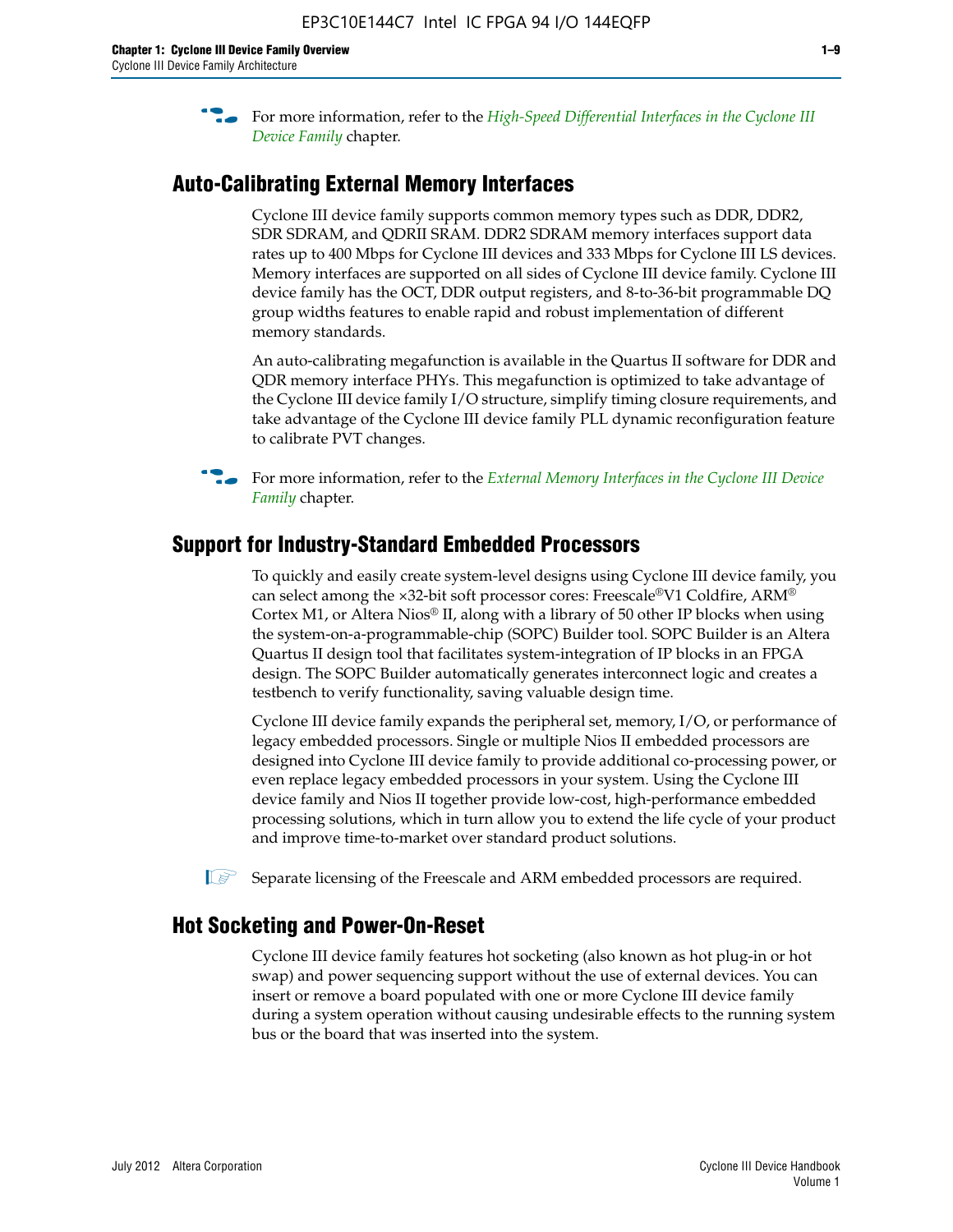For more information, refer to the *High-Speed Differential Interfaces in the Cyclone III Device Family* chapter.

## Auto-Calibrating External Memory Interfaces

Cyclone III device family supports common memory types such as DDR, DDR2, SDR SDRAM, and QDRII SRAM. DDR2 SDRAM memory interfaces support data rates up to 400 Mbps for Cyclone III devices and 333 Mbps for Cyclone III LS devices. Memory interfaces are supported on all sides of Cyclone III device family. Cyclone III device family has the OCT, DDR output registers, and 8-to-36-bit programmable DQ group widths features to enable rapid and robust implementation of different memory standards.

An auto-calibrating megafunction is available in the Quartus II software for DDR and QDR memory interface PHYs. This megafunction is optimized to take advantage of the Cyclone III device family I/O structure, simplify timing closure requirements, and take advantage of the Cyclone III device family PLL dynamic reconfiguration feature to calibrate PVT changes.

For more information, refer to the *External Memory Interfaces in the Cyclone III Device Family* chapter.

## Support for Industry-Standard Embedded Processors

To quickly and easily create system-level designs using Cyclone III device family, you can select among the ×32-bit soft processor cores: Freescale®V1 Coldfire, ARM® Cortex M1, or Altera Nios® II, along with a library of 50 other IP blocks when using the system-on-a-programmable-chip (SOPC) Builder tool. SOPC Builder is an Altera Quartus II design tool that facilitates system-integration of IP blocks in an FPGA design. The SOPC Builder automatically generates interconnect logic and creates a testbench to verify functionality, saving valuable design time.

Cyclone III device family expands the peripheral set, memory, I/O, or performance of legacy embedded processors. Single or multiple Nios II embedded processors are designed into Cyclone III device family to provide additional co-processing power, or even replace legacy embedded processors in your system. Using the Cyclone III device family and Nios II together provide low-cost, high-performance embedded processing solutions, which in turn allow you to extend the life cycle of your product and improve time-to-market over standard product solutions.

Separate licensing of the Freescale and ARM embedded processors are required.

## Hot Socketing and Power-On-Reset

Cyclone III device family features hot socketing (also known as hot plug-in or hot swap) and power sequencing support without the use of external devices. You can insert or remove a board populated with one or more Cyclone III device family during a system operation without causing undesirable effects to the running system bus or the board that was inserted into the system.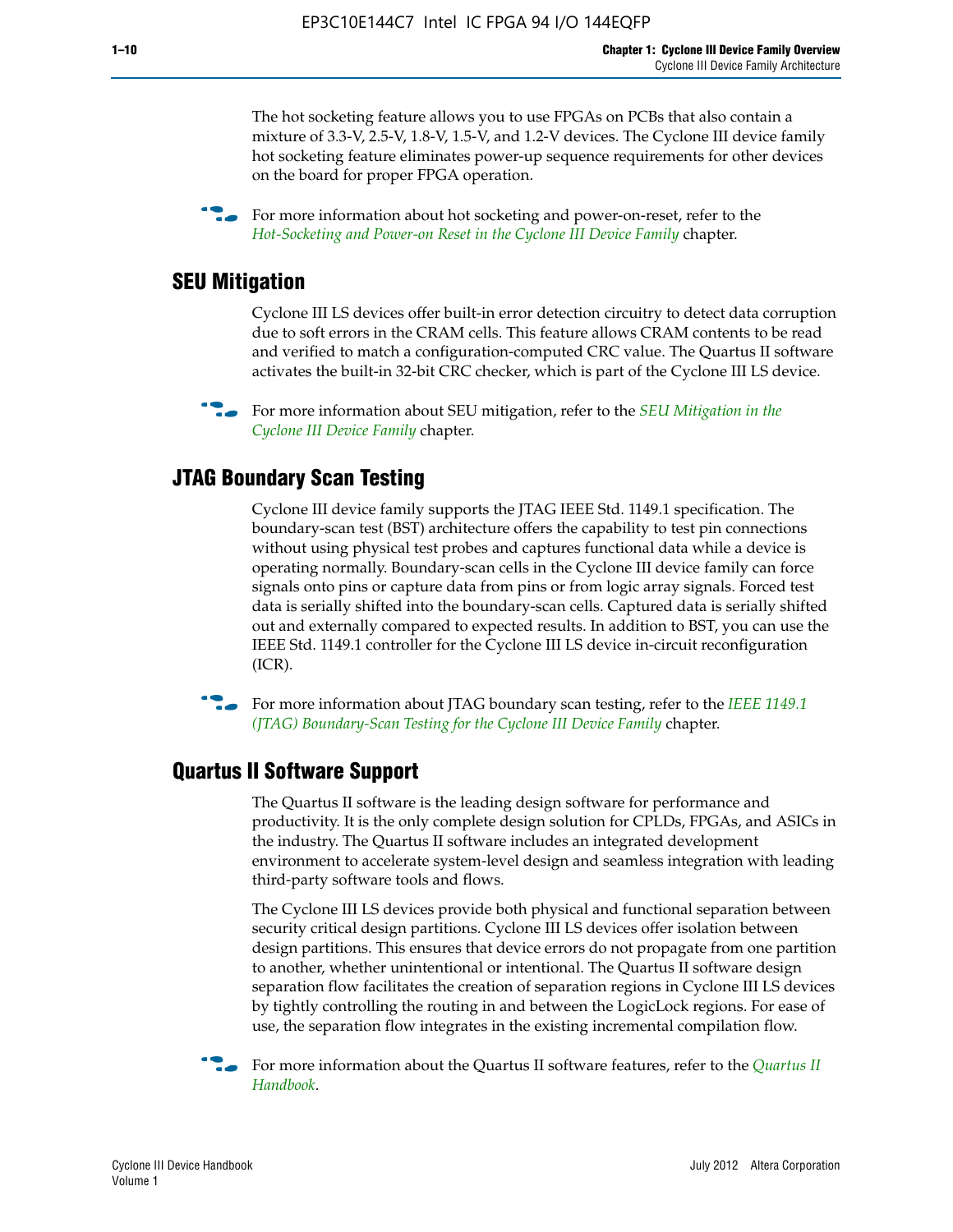The hot socketing feature allows you to use FPGAs on PCBs that also contain a mixture of 3.3-V, 2.5-V, 1.8-V, 1.5-V, and 1.2-V devices. The Cyclone III device family hot socketing feature eliminates power-up sequence requirements for other devices on the board for proper FPGA operation.

For more information about hot socketing and power-on-reset, refer to the *Hot-Socketing and Power-on Reset in the Cyclone III Device Family* chapter.

## SEU Mitigation

Cyclone III LS devices offer built-in error detection circuitry to detect data corruption due to soft errors in the CRAM cells. This feature allows CRAM contents to be read and verified to match a configuration-computed CRC value. The Quartus II software activates the built-in 32-bit CRC checker, which is part of the Cyclone III LS device.

For more information about SEU mitigation, refer to the *SEU Mitigation in the Cyclone III Device Family* chapter.

## JTAG Boundary Scan Testing

Cyclone III device family supports the JTAG IEEE Std. 1149.1 specification. The boundary-scan test (BST) architecture offers the capability to test pin connections without using physical test probes and captures functional data while a device is operating normally. Boundary-scan cells in the Cyclone III device family can force signals onto pins or capture data from pins or from logic array signals. Forced test data is serially shifted into the boundary-scan cells. Captured data is serially shifted out and externally compared to expected results. In addition to BST, you can use the IEEE Std. 1149.1 controller for the Cyclone III LS device in-circuit reconfiguration (ICR).

For more information about JTAG boundary scan testing, refer to the *IEEE 1149.1 (JTAG) Boundary-Scan Testing for the Cyclone III Device Family* chapter.

## Quartus II Software Support

The Quartus II software is the leading design software for performance and productivity. It is the only complete design solution for CPLDs, FPGAs, and ASICs in the industry. The Quartus II software includes an integrated development environment to accelerate system-level design and seamless integration with leading third-party software tools and flows.

The Cyclone III LS devices provide both physical and functional separation between security critical design partitions. Cyclone III LS devices offer isolation between design partitions. This ensures that device errors do not propagate from one partition to another, whether unintentional or intentional. The Quartus II software design separation flow facilitates the creation of separation regions in Cyclone III LS devices by tightly controlling the routing in and between the LogicLock regions. For ease of use, the separation flow integrates in the existing incremental compilation flow.

For more information about the Quartus II software features, refer to the *Quartus II Handbook*.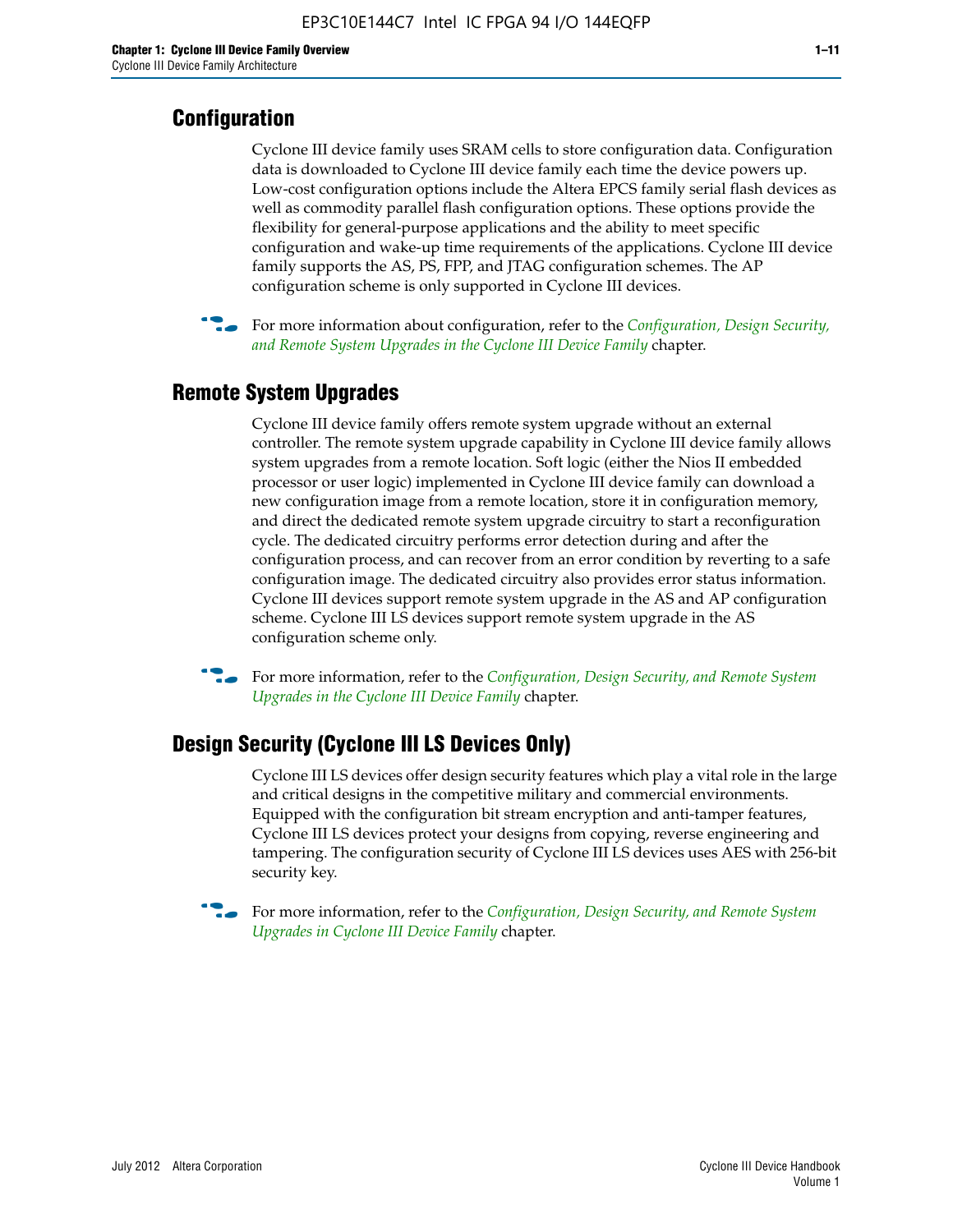## Configuration

Cyclone III device family uses SRAM cells to store configuration data. Configuration data is downloaded to Cyclone III device family each time the device powers up. Low-cost configuration options include the Altera EPCS family serial flash devices as well as commodity parallel flash configuration options. These options provide the flexibility for general-purpose applications and the ability to meet specific configuration and wake-up time requirements of the applications. Cyclone III device family supports the AS, PS, FPP, and JTAG configuration schemes. The AP configuration scheme is only supported in Cyclone III devices.

For more information about configuration, refer to the *Configuration, Design Security, and Remote System Upgrades in the Cyclone III Device Family* chapter.

## Remote System Upgrades

Cyclone III device family offers remote system upgrade without an external controller. The remote system upgrade capability in Cyclone III device family allows system upgrades from a remote location. Soft logic (either the Nios II embedded processor or user logic) implemented in Cyclone III device family can download a new configuration image from a remote location, store it in configuration memory, and direct the dedicated remote system upgrade circuitry to start a reconfiguration cycle. The dedicated circuitry performs error detection during and after the configuration process, and can recover from an error condition by reverting to a safe configuration image. The dedicated circuitry also provides error status information. Cyclone III devices support remote system upgrade in the AS and AP configuration scheme. Cyclone III LS devices support remote system upgrade in the AS configuration scheme only.

For more information, refer to the *Configuration, Design Security, and Remote System Upgrades in the Cyclone III Device Family* chapter.

## Design Security (Cyclone III LS Devices Only)

Cyclone III LS devices offer design security features which play a vital role in the large and critical designs in the competitive military and commercial environments. Equipped with the configuration bit stream encryption and anti-tamper features, Cyclone III LS devices protect your designs from copying, reverse engineering and tampering. The configuration security of Cyclone III LS devices uses AES with 256-bit security key.

For more information, refer to the *Configuration, Design Security, and Remote System Upgrades in Cyclone III Device Family* chapter.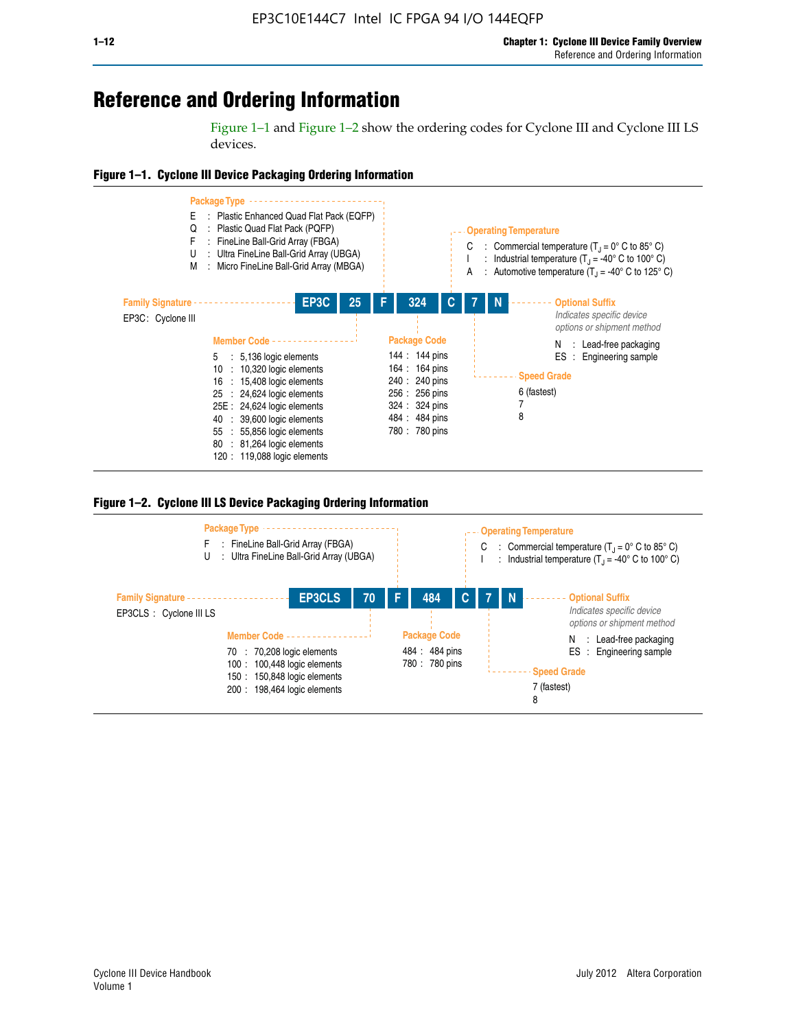# Reference and Ordering Information

Figure 1–1 and Figure 1–2 show the ordering codes for Cyclone III and Cyclone III LS devices.

**Figure 1–1. Cyclone III Device Packaging Ordering Information**

**EP3C | 25 | F | 324 | C | 7 | N**

**Family Signature**
EP3C : Cyclone III

**Member Code**
- 5 : 5,136 logic elements
- 10 : 10,320 logic elements
- 16 : 15,408 logic elements
- 25 : 24,624 logic elements
- 25E : 24,624 logic elements
- 40 : 39,600 logic elements
- 55 : 55,856 logic elements
- 80 : 81,264 logic elements
- 120 : 119,088 logic elements

**Package Type**
- E : Plastic Enhanced Quad Flat Pack (EQFP)
- Q : Plastic Quad Flat Pack (PQFP)
- F : FineLine Ball-Grid Array (FBGA)
- U : Ultra FineLine Ball-Grid Array (UBGA)
- M : Micro FineLine Ball-Grid Array (MBGA)

**Package Code**
- 144 : 144 pins
- 164 : 164 pins
- 240 : 240 pins
- 256 : 256 pins
- 324 : 324 pins
- 484 : 484 pins
- 780 : 780 pins

**Operating Temperature**
- C : Commercial temperature ($T_J$ = 0° C to 85° C)
- I : Industrial temperature ($T_J$ = -40° C to 100° C)
- A : Automotive temperature ($T_J$ = -40° C to 125° C)

**Speed Grade**
- 6 (fastest)
- 7
- 8

**Optional Suffix**
*Indicates specific device options or shipment method*
- N : Lead-free packaging
- ES : Engineering sample

**Figure 1–2. Cyclone III LS Device Packaging Ordering Information**

**EP3CLS | 70 | F | 484 | C | 7 | N**

**Family Signature**
EP3CLS : Cyclone III LS

**Member Code**
- 70 : 70,208 logic elements
- 100 : 100,448 logic elements
- 150 : 150,848 logic elements
- 200 : 198,464 logic elements

**Package Type**
- F : FineLine Ball-Grid Array (FBGA)
- U : Ultra FineLine Ball-Grid Array (UBGA)

**Package Code**
- 484 : 484 pins
- 780 : 780 pins

**Operating Temperature**
- C : Commercial temperature ($T_J$ = 0° C to 85° C)
- I : Industrial temperature ($T_J$ = -40° C to 100° C)

**Speed Grade**
- 7 (fastest)
- 8

**Optional Suffix**
*Indicates specific device options or shipment method*
- N : Lead-free packaging
- ES : Engineering sample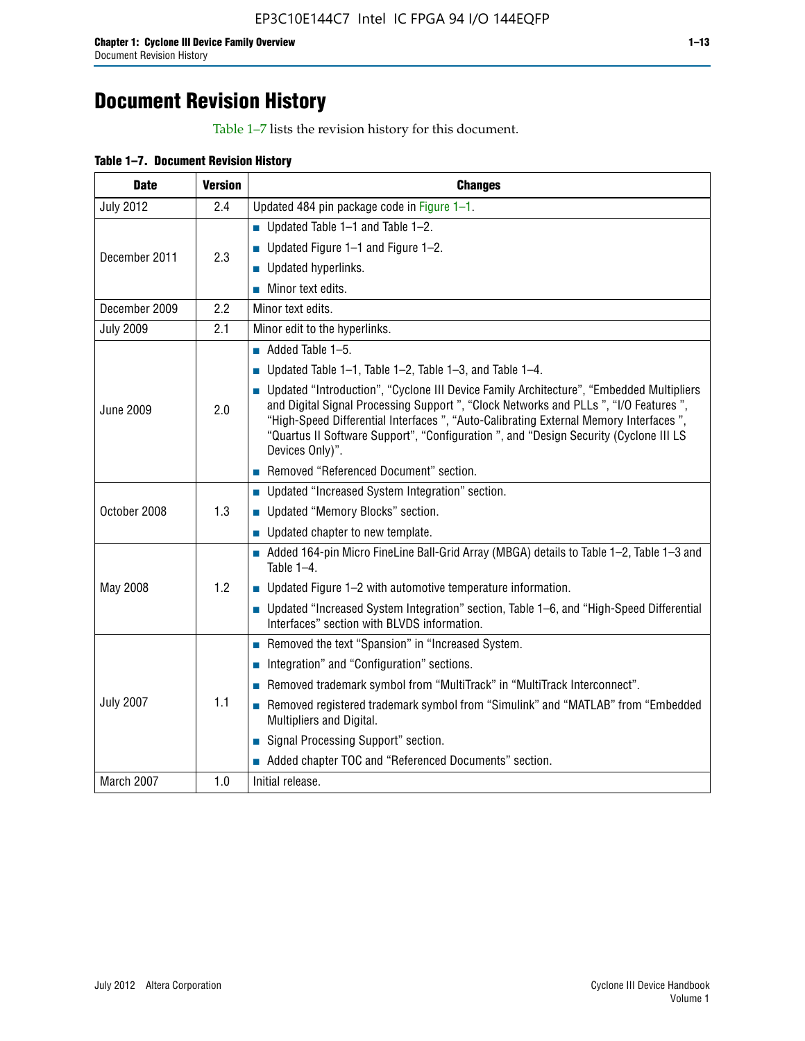# Document Revision History

Table 1–7 lists the revision history for this document.

**Table 1–7. Document Revision History**

| Date | Version | Changes |
|---|---|---|
| July 2012 | 2.4 | Updated 484 pin package code in Figure 1–1. |
| December 2011 | 2.3 | ■ Updated Table 1–1 and Table 1–2.<br>■ Updated Figure 1–1 and Figure 1–2.<br>■ Updated hyperlinks.<br>■ Minor text edits. |
| December 2009 | 2.2 | Minor text edits. |
| July 2009 | 2.1 | Minor edit to the hyperlinks. |
| June 2009 | 2.0 | ■ Added Table 1–5.<br>■ Updated Table 1–1, Table 1–2, Table 1–3, and Table 1–4.<br>■ Updated "Introduction", "Cyclone III Device Family Architecture", "Embedded Multipliers and Digital Signal Processing Support ", "Clock Networks and PLLs ", "I/O Features ", "High-Speed Differential Interfaces ", "Auto-Calibrating External Memory Interfaces ", "Quartus II Software Support", "Configuration ", and "Design Security (Cyclone III LS Devices Only)".<br>■ Removed "Referenced Document" section. |
| October 2008 | 1.3 | ■ Updated "Increased System Integration" section.<br>■ Updated "Memory Blocks" section.<br>■ Updated chapter to new template. |
| May 2008 | 1.2 | ■ Added 164-pin Micro FineLine Ball-Grid Array (MBGA) details to Table 1–2, Table 1–3 and Table 1–4.<br>■ Updated Figure 1–2 with automotive temperature information.<br>■ Updated "Increased System Integration" section, Table 1–6, and "High-Speed Differential Interfaces" section with BLVDS information. |
| July 2007 | 1.1 | ■ Removed the text "Spansion" in "Increased System.<br>■ Integration" and "Configuration" sections.<br>■ Removed trademark symbol from "MultiTrack" in "MultiTrack Interconnect".<br>■ Removed registered trademark symbol from "Simulink" and "MATLAB" from "Embedded Multipliers and Digital.<br>■ Signal Processing Support" section.<br>■ Added chapter TOC and "Referenced Documents" section. |
| March 2007 | 1.0 | Initial release. |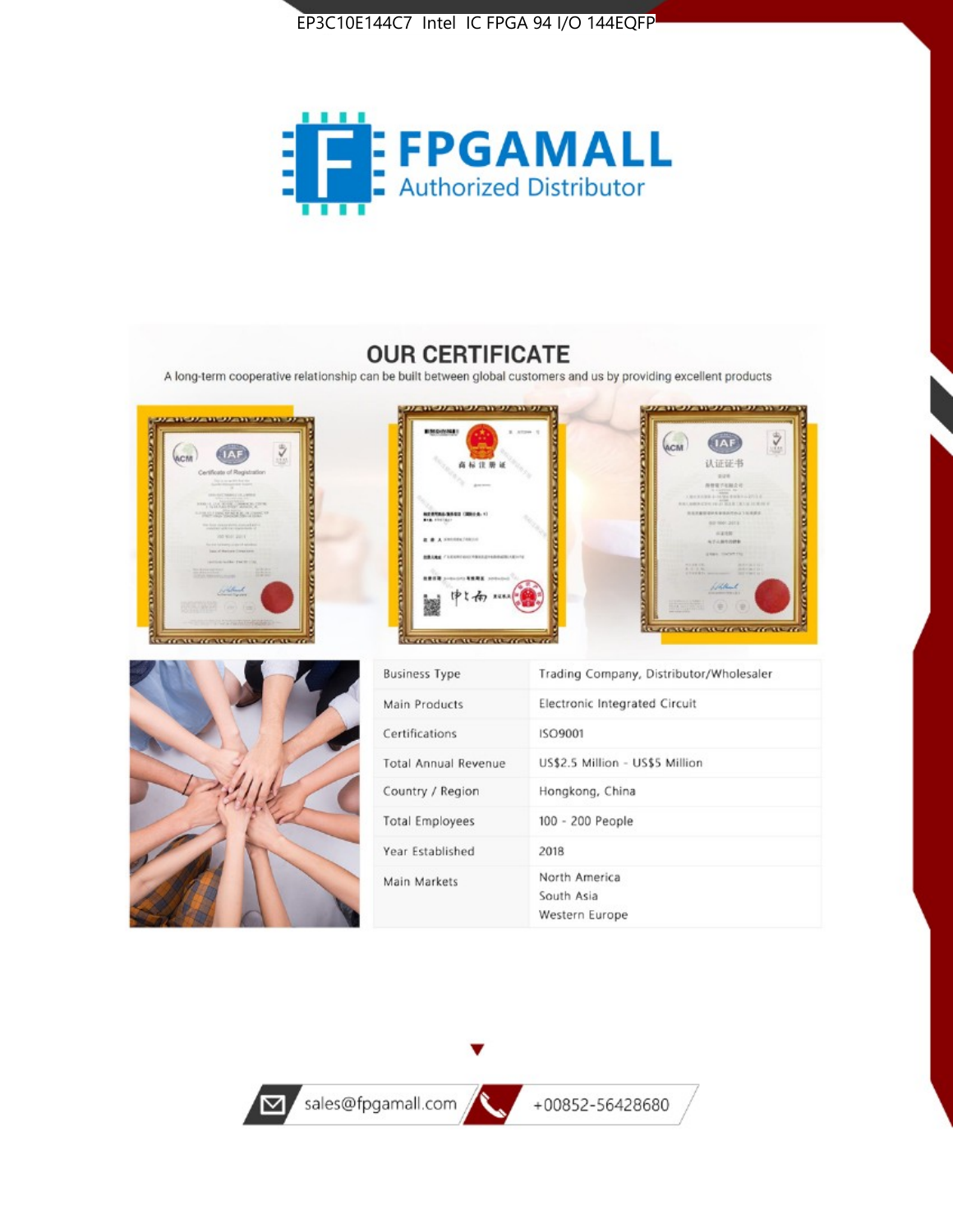FPGAMALL
Authorized Distributor

## OUR CERTIFICATE

A long-term cooperative relationship can be built between global customers and us by providing excellent products

| | |
|---|---|
| Business Type | Trading Company, Distributor/Wholesaler |
| Main Products | Electronic Integrated Circuit |
| Certifications | ISO9001 |
| Total Annual Revenue | US$2.5 Million - US$5 Million |
| Country / Region | Hongkong, China |
| Total Employees | 100 - 200 People |
| Year Established | 2018 |
| Main Markets | North America<br>South Asia<br>Western Europe |

sales@fpgamall.com

+00852-56428680